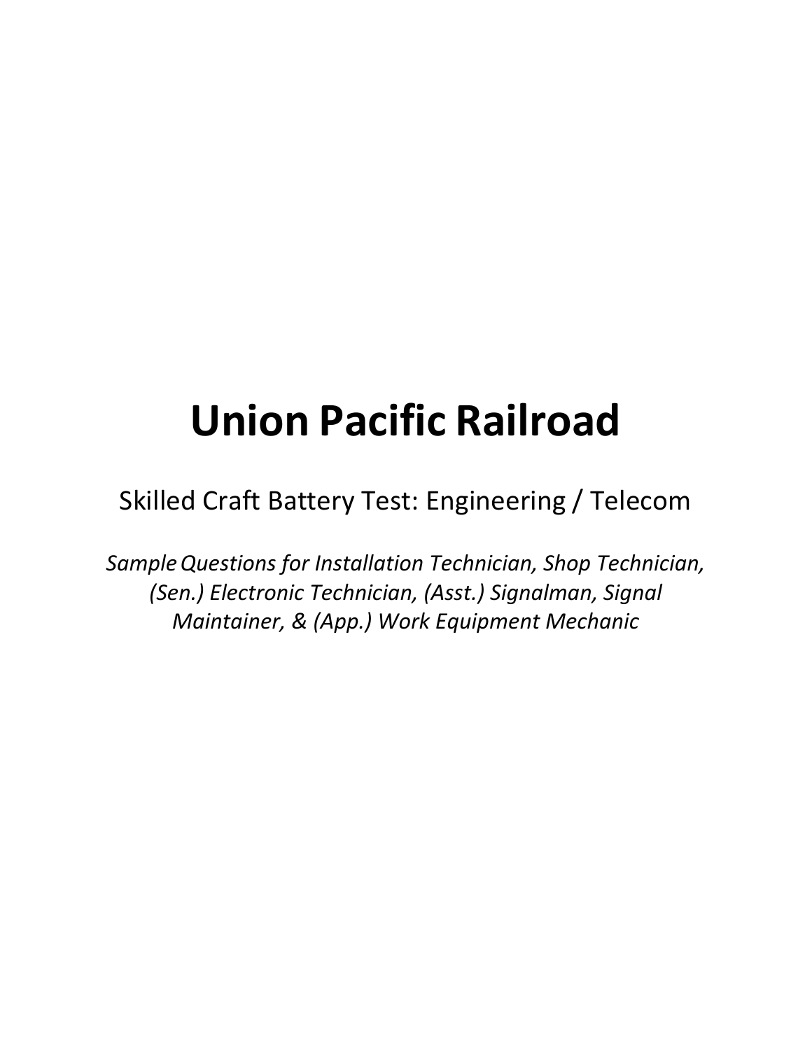# Union Pacific Railroad

Skilled Craft Battery Test: Engineering / Telecom

*Sample Questions for Installation Technician, Shop Technician, (Sen.) Electronic Technician, (Asst.) Signalman, Signal Maintainer, & (App.) Work Equipment Mechanic*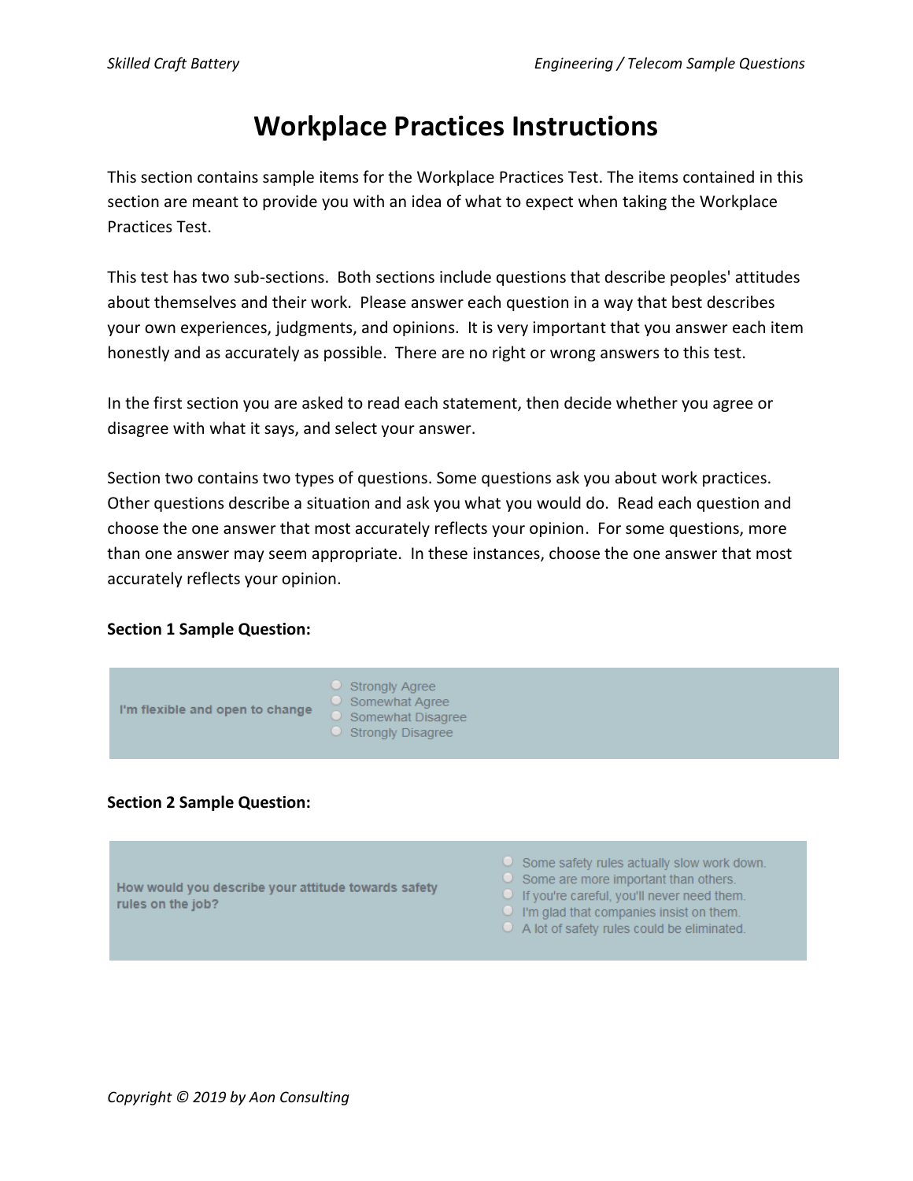# Workplace Practices Instructions

This section contains sample items for the Workplace Practices Test. The items contained in this section are meant to provide you with an idea of what to expect when taking the Workplace Practices Test.

This test has two sub-sections. Both sections include questions that describe peoples' attitudes about themselves and their work. Please answer each question in a way that best describes your own experiences, judgments, and opinions. It is very important that you answer each item honestly and as accurately as possible. There are no right or wrong answers to this test.

In the first section you are asked to read each statement, then decide whether you agree or disagree with what it says, and select your answer.

Section two contains two types of questions. Some questions ask you about work practices. Other questions describe a situation and ask you what you would do. Read each question and choose the one answer that most accurately reflects your opinion. For some questions, more than one answer may seem appropriate. In these instances, choose the one answer that most accurately reflects your opinion.

**Section 1 Sample Question:**

**I'm flexible and open to change**

- Strongly Agree
- Somewhat Agree
- Somewhat Disagree
- Strongly Disagree

**Section 2 Sample Question:**

**How would you describe your attitude towards safety rules on the job?**

- Some safety rules actually slow work down.
- Some are more important than others.
- If you're careful, you'll never need them.
- I'm glad that companies insist on them.
- A lot of safety rules could be eliminated.

*Copyright © 2019 by Aon Consulting*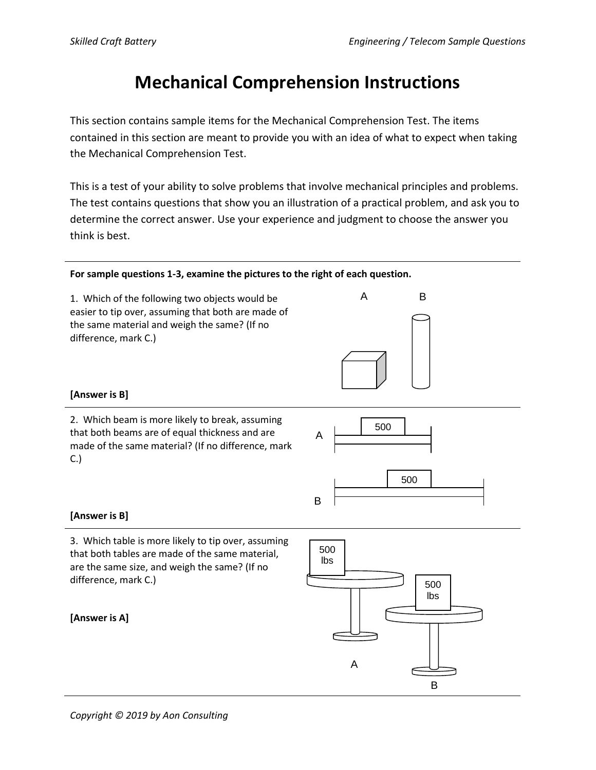# Mechanical Comprehension Instructions

This section contains sample items for the Mechanical Comprehension Test. The items contained in this section are meant to provide you with an idea of what to expect when taking the Mechanical Comprehension Test.

This is a test of your ability to solve problems that involve mechanical principles and problems. The test contains questions that show you an illustration of a practical problem, and ask you to determine the correct answer. Use your experience and judgment to choose the answer you think is best.

---

**For sample questions 1-3, examine the pictures to the right of each question.**

1. Which of the following two objects would be easier to tip over, assuming that both are made of the same material and weigh the same? (If no difference, mark C.)

**[Answer is B]**

---

2. Which beam is more likely to break, assuming that both beams are of equal thickness and are made of the same material? (If no difference, mark C.)

**[Answer is B]**

---

3. Which table is more likely to tip over, assuming that both tables are made of the same material, are the same size, and weigh the same? (If no difference, mark C.)

**[Answer is A]**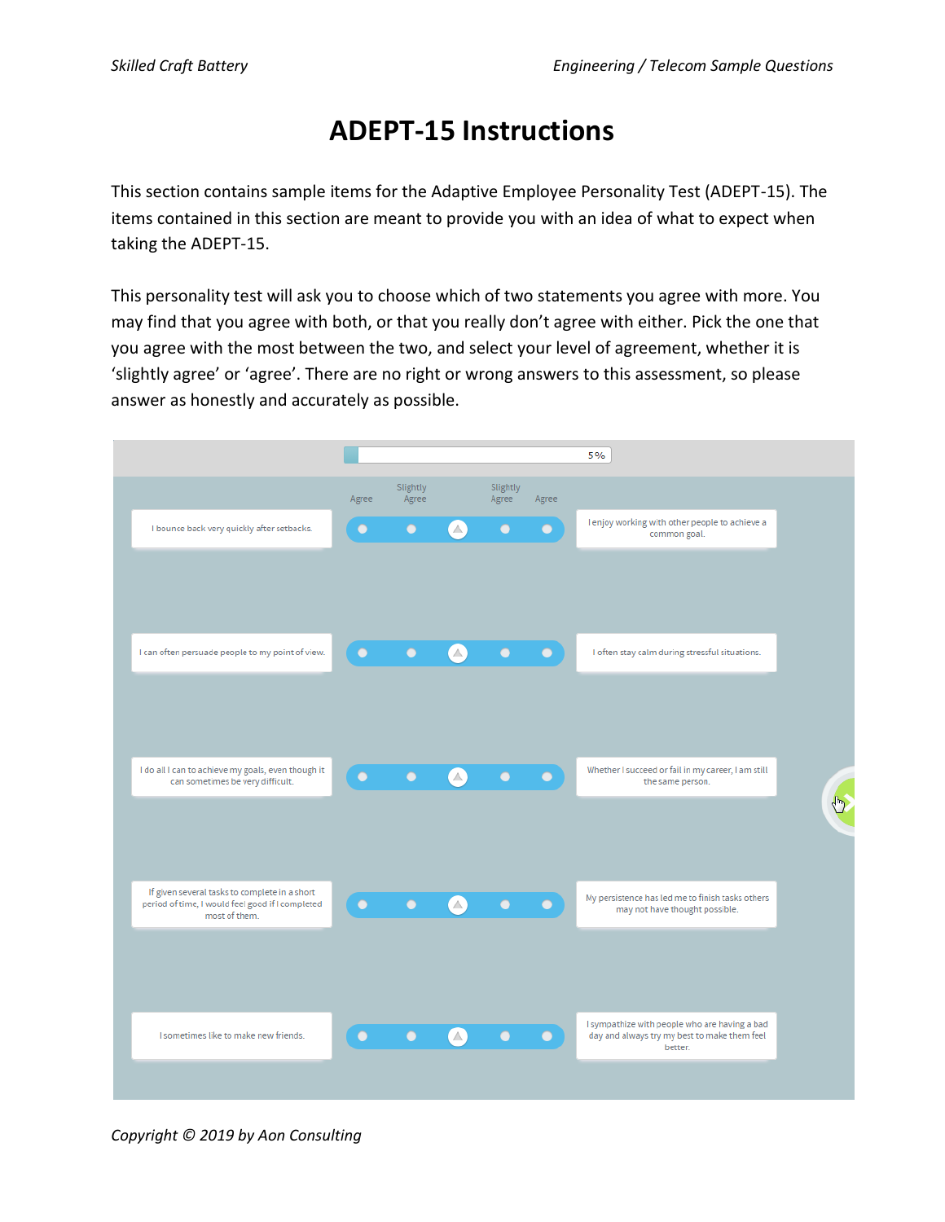# ADEPT-15 Instructions

This section contains sample items for the Adaptive Employee Personality Test (ADEPT-15). The items contained in this section are meant to provide you with an idea of what to expect when taking the ADEPT-15.

This personality test will ask you to choose which of two statements you agree with more. You may find that you agree with both, or that you really don't agree with either. Pick the one that you agree with the most between the two, and select your level of agreement, whether it is 'slightly agree' or 'agree'. There are no right or wrong answers to this assessment, so please answer as honestly and accurately as possible.

5%

| | Agree | Slightly Agree | | Slightly Agree | Agree | |
|---|---|---|---|---|---|---|
| I bounce back very quickly after setbacks. | | | | | | I enjoy working with other people to achieve a common goal. |
| I can often persuade people to my point of view. | | | | | | I often stay calm during stressful situations. |
| I do all I can to achieve my goals, even though it can sometimes be very difficult. | | | | | | Whether I succeed or fail in my career, I am still the same person. |
| If given several tasks to complete in a short period of time, I would feel good if I completed most of them. | | | | | | My persistence has led me to finish tasks others may not have thought possible. |
| I sometimes like to make new friends. | | | | | | I sympathize with people who are having a bad day and always try my best to make them feel better. |

*Copyright © 2019 by Aon Consulting*